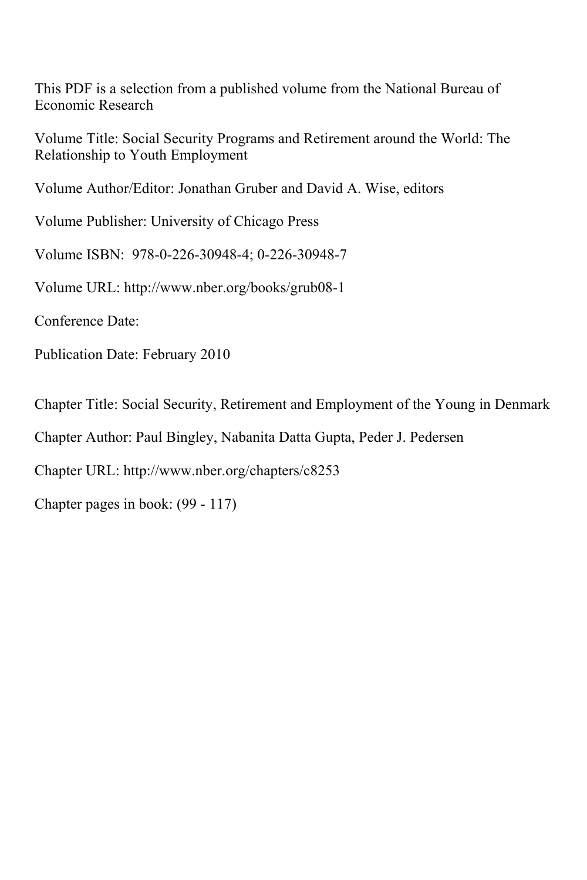This PDF is a selection from a published volume from the National Bureau of Economic Research

Volume Title: Social Security Programs and Retirement around the World: The Relationship to Youth Employment

Volume Author/Editor: Jonathan Gruber and David A. Wise, editors

Volume Publisher: University of Chicago Press

Volume ISBN: 978-0-226-30948-4; 0-226-30948-7

Volume URL: http://www.nber.org/books/grub08-1

Conference Date:

Publication Date: February 2010

Chapter Title: Social Security, Retirement and Employment of the Young in Denmark

Chapter Author: Paul Bingley, Nabanita Datta Gupta, Peder J. Pedersen

Chapter URL: http://www.nber.org/chapters/c8253

Chapter pages in book: (99 - 117)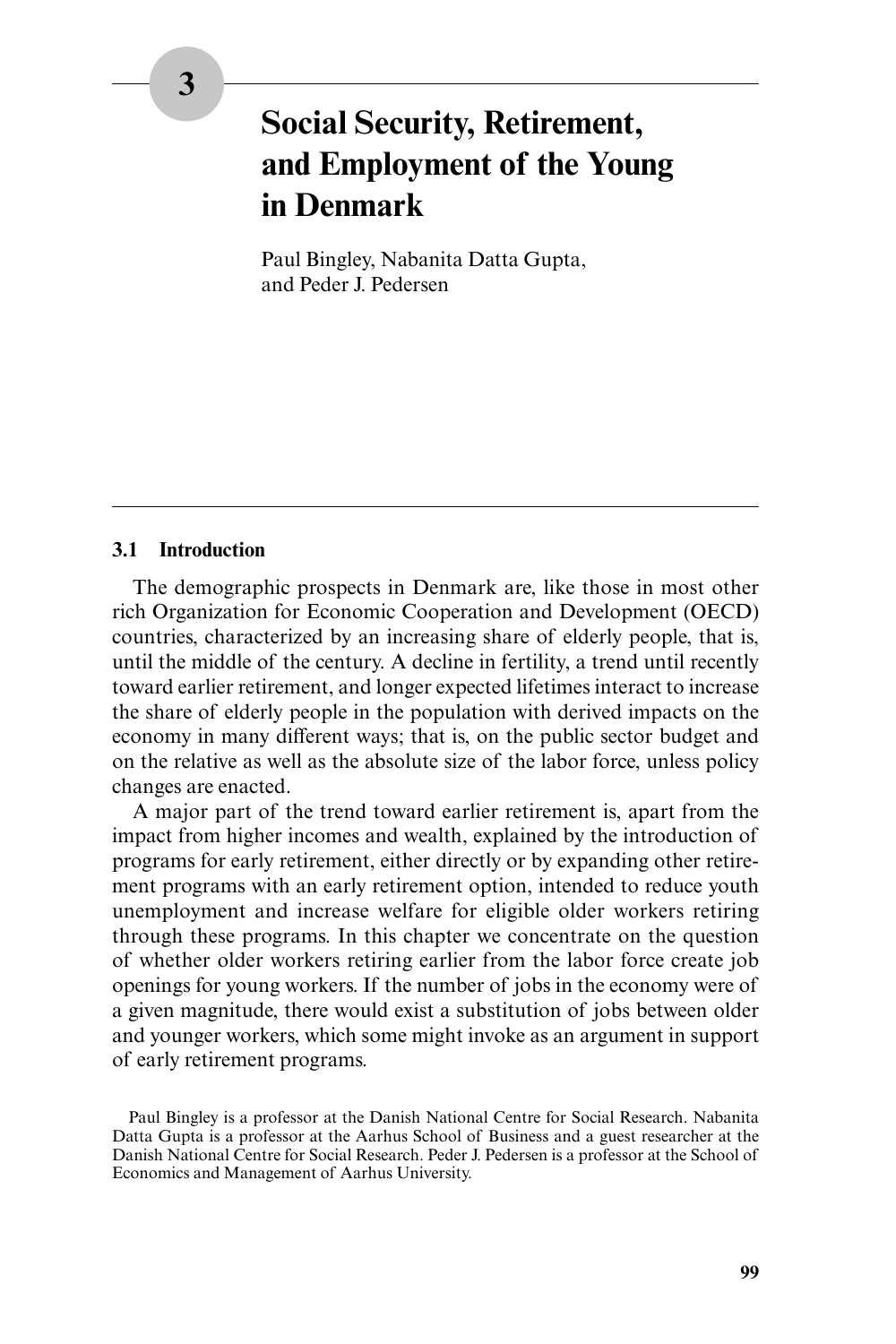# 3 Social Security, Retirement, and Employment of the Young in Denmark

Paul Bingley, Nabanita Datta Gupta, and Peder J. Pedersen

## 3.1 Introduction

The demographic prospects in Denmark are, like those in most other rich Organization for Economic Cooperation and Development (OECD) countries, characterized by an increasing share of elderly people, that is, until the middle of the century. A decline in fertility, a trend until recently toward earlier retirement, and longer expected lifetimes interact to increase the share of elderly people in the population with derived impacts on the economy in many different ways; that is, on the public sector budget and on the relative as well as the absolute size of the labor force, unless policy changes are enacted.

A major part of the trend toward earlier retirement is, apart from the impact from higher incomes and wealth, explained by the introduction of programs for early retirement, either directly or by expanding other retirement programs with an early retirement option, intended to reduce youth unemployment and increase welfare for eligible older workers retiring through these programs. In this chapter we concentrate on the question of whether older workers retiring earlier from the labor force create job openings for young workers. If the number of jobs in the economy were of a given magnitude, there would exist a substitution of jobs between older and younger workers, which some might invoke as an argument in support of early retirement programs.

Paul Bingley is a professor at the Danish National Centre for Social Research. Nabanita Datta Gupta is a professor at the Aarhus School of Business and a guest researcher at the Danish National Centre for Social Research. Peder J. Pedersen is a professor at the School of Economics and Management of Aarhus University.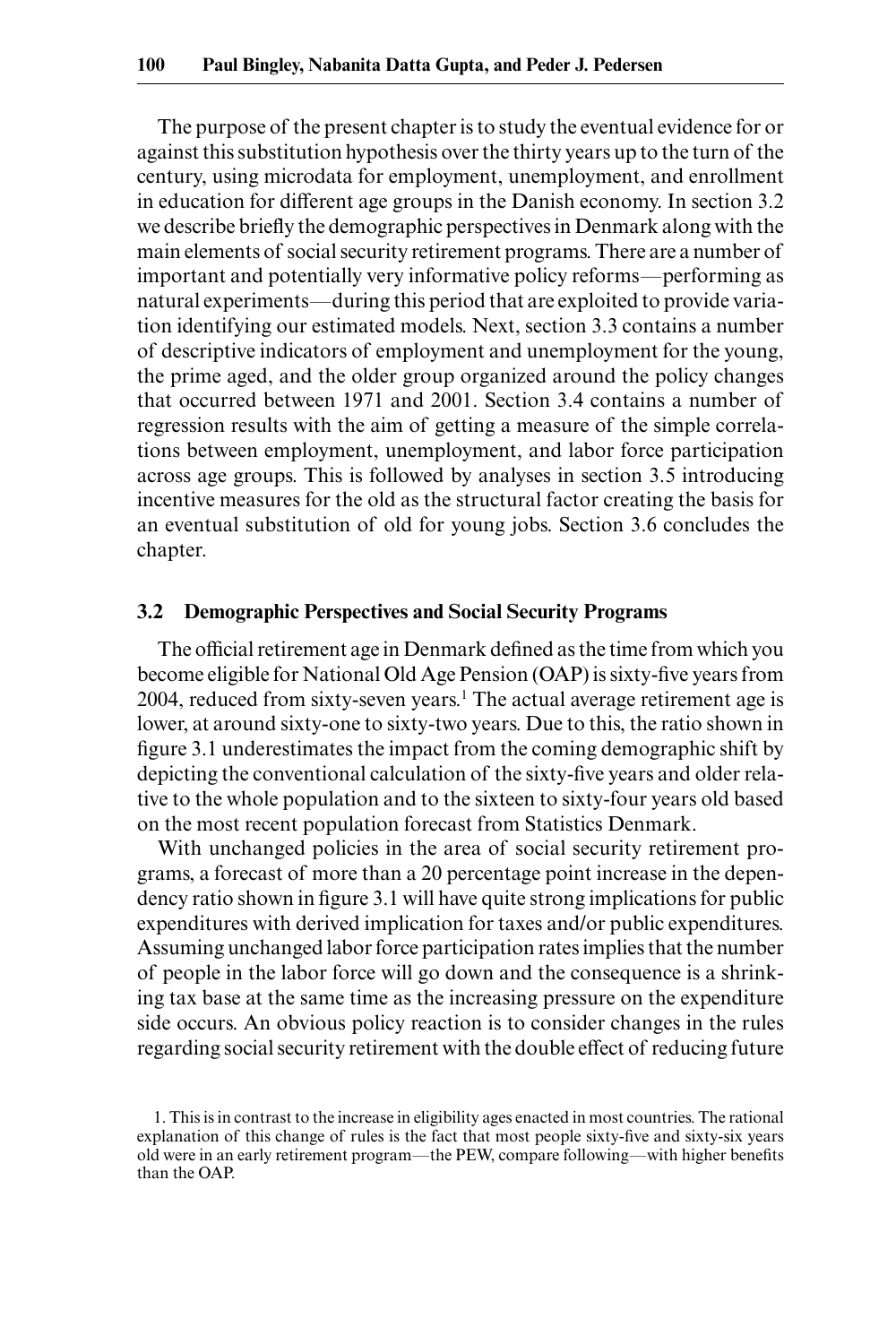The purpose of the present chapter is to study the eventual evidence for or against this substitution hypothesis over the thirty years up to the turn of the century, using microdata for employment, unemployment, and enrollment in education for different age groups in the Danish economy. In section 3.2 we describe briefly the demographic perspectives in Denmark along with the main elements of social security retirement programs. There are a number of important and potentially very informative policy reforms—performing as natural experiments—during this period that are exploited to provide variation identifying our estimated models. Next, section 3.3 contains a number of descriptive indicators of employment and unemployment for the young, the prime aged, and the older group organized around the policy changes that occurred between 1971 and 2001. Section 3.4 contains a number of regression results with the aim of getting a measure of the simple correlations between employment, unemployment, and labor force participation across age groups. This is followed by analyses in section 3.5 introducing incentive measures for the old as the structural factor creating the basis for an eventual substitution of old for young jobs. Section 3.6 concludes the chapter.

## 3.2 Demographic Perspectives and Social Security Programs

The official retirement age in Denmark defined as the time from which you become eligible for National Old Age Pension (OAP) is sixty-five years from 2004, reduced from sixty-seven years.[1] The actual average retirement age is lower, at around sixty-one to sixty-two years. Due to this, the ratio shown in figure 3.1 underestimates the impact from the coming demographic shift by depicting the conventional calculation of the sixty-five years and older relative to the whole population and to the sixteen to sixty-four years old based on the most recent population forecast from Statistics Denmark.

With unchanged policies in the area of social security retirement programs, a forecast of more than a 20 percentage point increase in the dependency ratio shown in figure 3.1 will have quite strong implications for public expenditures with derived implication for taxes and/or public expenditures. Assuming unchanged labor force participation rates implies that the number of people in the labor force will go down and the consequence is a shrinking tax base at the same time as the increasing pressure on the expenditure side occurs. An obvious policy reaction is to consider changes in the rules regarding social security retirement with the double effect of reducing future

1. This is in contrast to the increase in eligibility ages enacted in most countries. The rational explanation of this change of rules is the fact that most people sixty-five and sixty-six years old were in an early retirement program—the PEW, compare following—with higher benefits than the OAP.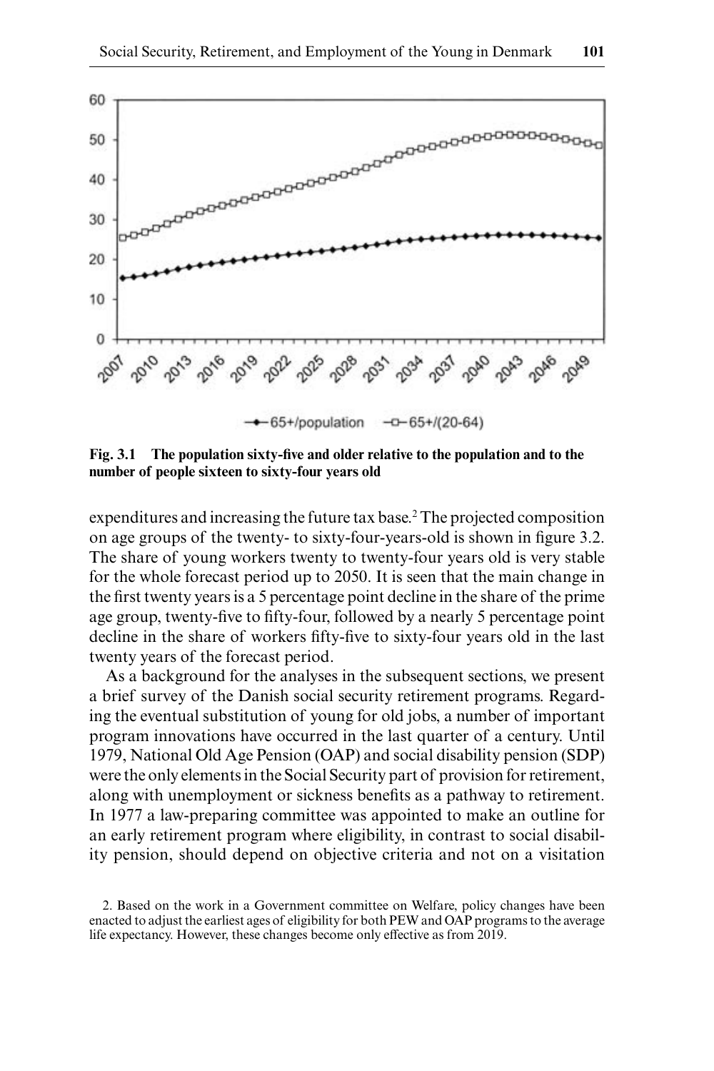60
50
40
30
20
10
0

2007 2010 2013 2016 2019 2022 2025 2028 2031 2034 2037 2040 2043 2046 2049

65+/population   65+/(20-64)

**Fig. 3.1 The population sixty-five and older relative to the population and to the number of people sixteen to sixty-four years old**

expenditures and increasing the future tax base.[2] The projected composition on age groups of the twenty- to sixty-four-years-old is shown in figure 3.2. The share of young workers twenty to twenty-four years old is very stable for the whole forecast period up to 2050. It is seen that the main change in the first twenty years is a 5 percentage point decline in the share of the prime age group, twenty-five to fifty-four, followed by a nearly 5 percentage point decline in the share of workers fifty-five to sixty-four years old in the last twenty years of the forecast period.

As a background for the analyses in the subsequent sections, we present a brief survey of the Danish social security retirement programs. Regarding the eventual substitution of young for old jobs, a number of important program innovations have occurred in the last quarter of a century. Until 1979, National Old Age Pension (OAP) and social disability pension (SDP) were the only elements in the Social Security part of provision for retirement, along with unemployment or sickness benefits as a pathway to retirement. In 1977 a law-preparing committee was appointed to make an outline for an early retirement program where eligibility, in contrast to social disability pension, should depend on objective criteria and not on a visitation

2. Based on the work in a Government committee on Welfare, policy changes have been enacted to adjust the earliest ages of eligibility for both PEW and OAP programs to the average life expectancy. However, these changes become only effective as from 2019.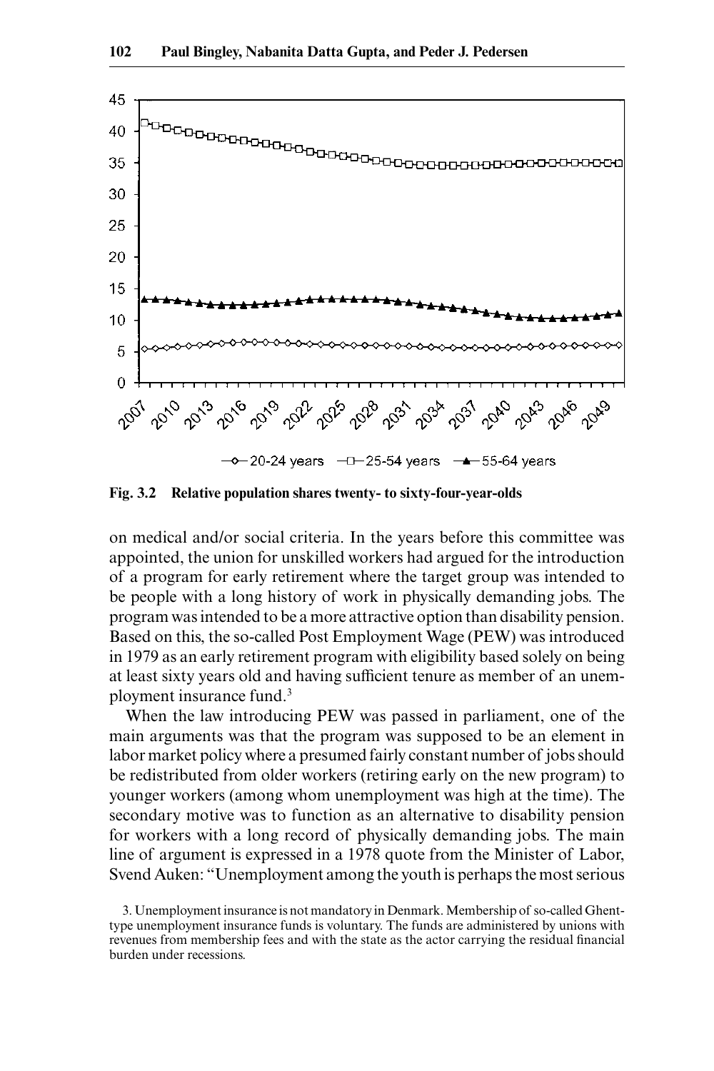45
40
35
30
25
20
15
10
5
0

2007 2010 2013 2016 2019 2022 2025 2028 2031 2034 2037 2040 2043 2046 2049

20-24 years 25-54 years 55-64 years

**Fig. 3.2 Relative population shares twenty- to sixty-four-year-olds**

on medical and/or social criteria. In the years before this committee was appointed, the union for unskilled workers had argued for the introduction of a program for early retirement where the target group was intended to be people with a long history of work in physically demanding jobs. The program was intended to be a more attractive option than disability pension. Based on this, the so-called Post Employment Wage (PEW) was introduced in 1979 as an early retirement program with eligibility based solely on being at least sixty years old and having sufficient tenure as member of an unemployment insurance fund.[3]

When the law introducing PEW was passed in parliament, one of the main arguments was that the program was supposed to be an element in labor market policy where a presumed fairly constant number of jobs should be redistributed from older workers (retiring early on the new program) to younger workers (among whom unemployment was high at the time). The secondary motive was to function as an alternative to disability pension for workers with a long record of physically demanding jobs. The main line of argument is expressed in a 1978 quote from the Minister of Labor, Svend Auken: "Unemployment among the youth is perhaps the most serious

3. Unemployment insurance is not mandatory in Denmark. Membership of so-called Ghent-type unemployment insurance funds is voluntary. The funds are administered by unions with revenues from membership fees and with the state as the actor carrying the residual financial burden under recessions.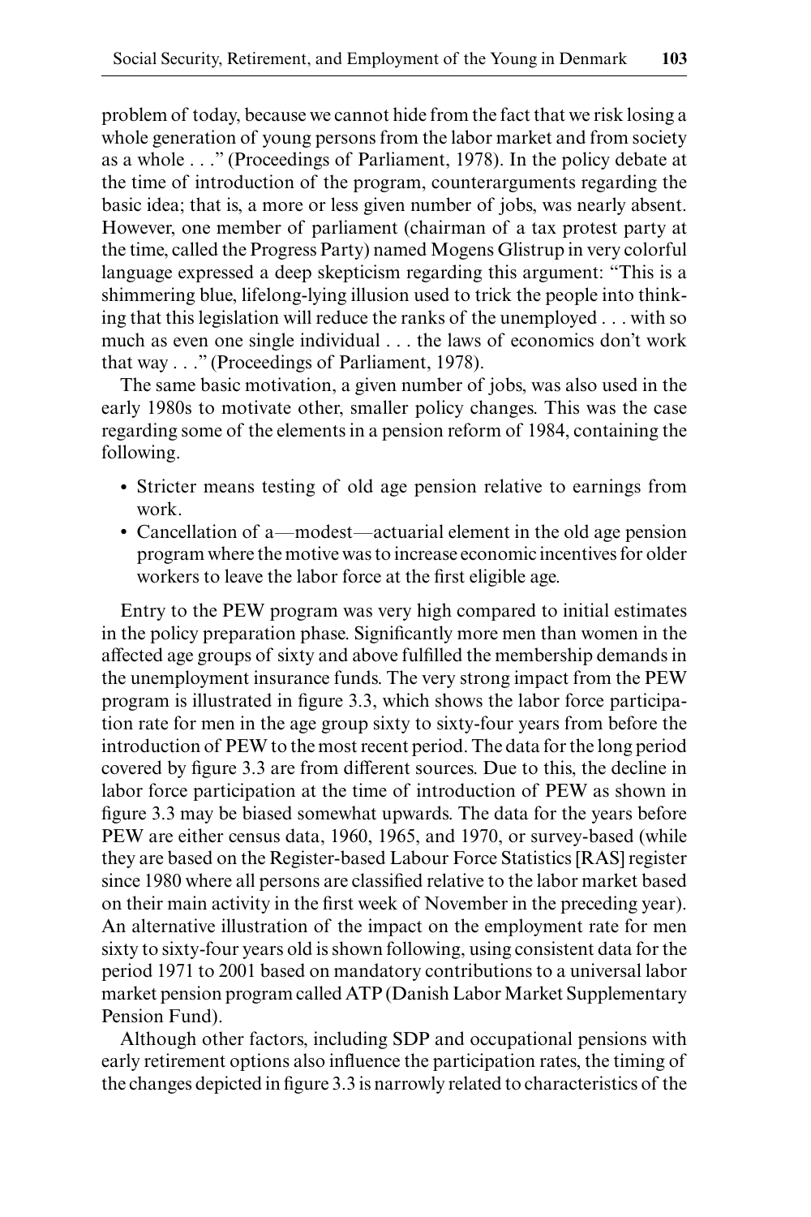problem of today, because we cannot hide from the fact that we risk losing a whole generation of young persons from the labor market and from society as a whole . . ." (Proceedings of Parliament, 1978). In the policy debate at the time of introduction of the program, counterarguments regarding the basic idea; that is, a more or less given number of jobs, was nearly absent. However, one member of parliament (chairman of a tax protest party at the time, called the Progress Party) named Mogens Glistrup in very colorful language expressed a deep skepticism regarding this argument: "This is a shimmering blue, lifelong-lying illusion used to trick the people into thinking that this legislation will reduce the ranks of the unemployed . . . with so much as even one single individual . . . the laws of economics don't work that way . . ." (Proceedings of Parliament, 1978).

The same basic motivation, a given number of jobs, was also used in the early 1980s to motivate other, smaller policy changes. This was the case regarding some of the elements in a pension reform of 1984, containing the following.

- Stricter means testing of old age pension relative to earnings from work.
- Cancellation of a—modest—actuarial element in the old age pension program where the motive was to increase economic incentives for older workers to leave the labor force at the first eligible age.

Entry to the PEW program was very high compared to initial estimates in the policy preparation phase. Significantly more men than women in the affected age groups of sixty and above fulfilled the membership demands in the unemployment insurance funds. The very strong impact from the PEW program is illustrated in figure 3.3, which shows the labor force participation rate for men in the age group sixty to sixty-four years from before the introduction of PEW to the most recent period. The data for the long period covered by figure 3.3 are from different sources. Due to this, the decline in labor force participation at the time of introduction of PEW as shown in figure 3.3 may be biased somewhat upwards. The data for the years before PEW are either census data, 1960, 1965, and 1970, or survey-based (while they are based on the Register-based Labour Force Statistics [RAS] register since 1980 where all persons are classified relative to the labor market based on their main activity in the first week of November in the preceding year). An alternative illustration of the impact on the employment rate for men sixty to sixty-four years old is shown following, using consistent data for the period 1971 to 2001 based on mandatory contributions to a universal labor market pension program called ATP (Danish Labor Market Supplementary Pension Fund).

Although other factors, including SDP and occupational pensions with early retirement options also influence the participation rates, the timing of the changes depicted in figure 3.3 is narrowly related to characteristics of the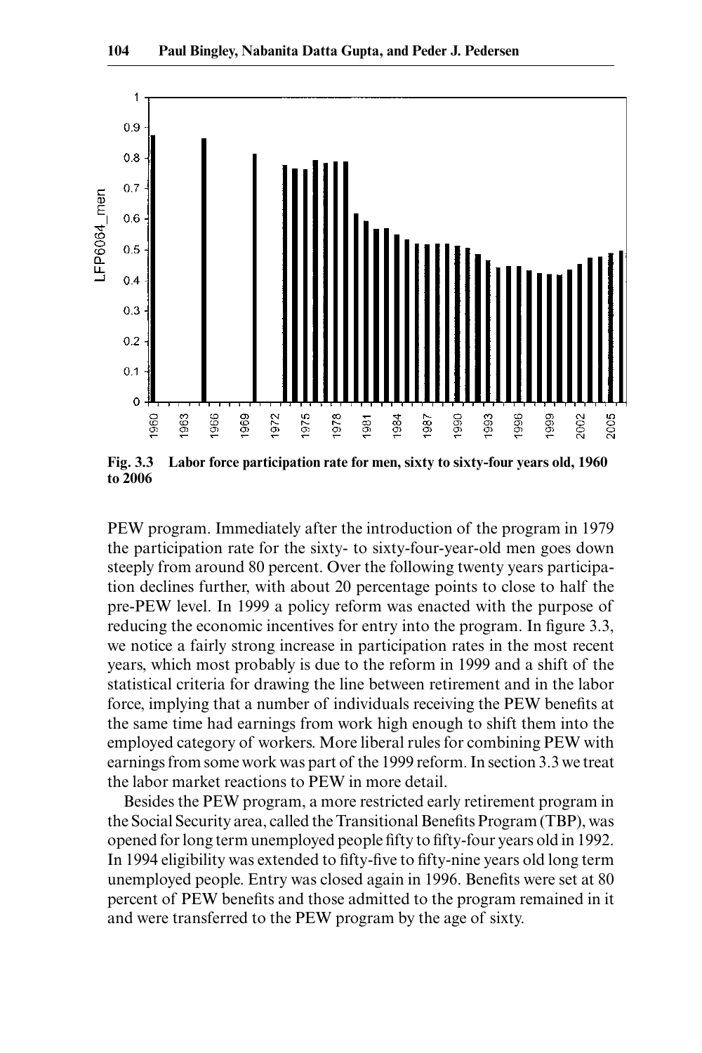LFP6064_men

1

0.9

0.8

0.7

0.6

0.5

0.4

0.3

0.2

0.1

0

1960 1963 1966 1969 1972 1975 1978 1981 1984 1987 1990 1993 1996 1999 2002 2005

**Fig. 3.3 Labor force participation rate for men, sixty to sixty-four years old, 1960 to 2006**

PEW program. Immediately after the introduction of the program in 1979 the participation rate for the sixty- to sixty-four-year-old men goes down steeply from around 80 percent. Over the following twenty years participation declines further, with about 20 percentage points to close to half the pre-PEW level. In 1999 a policy reform was enacted with the purpose of reducing the economic incentives for entry into the program. In figure 3.3, we notice a fairly strong increase in participation rates in the most recent years, which most probably is due to the reform in 1999 and a shift of the statistical criteria for drawing the line between retirement and in the labor force, implying that a number of individuals receiving the PEW benefits at the same time had earnings from work high enough to shift them into the employed category of workers. More liberal rules for combining PEW with earnings from some work was part of the 1999 reform. In section 3.3 we treat the labor market reactions to PEW in more detail.

Besides the PEW program, a more restricted early retirement program in the Social Security area, called the Transitional Benefits Program (TBP), was opened for long term unemployed people fifty to fifty-four years old in 1992. In 1994 eligibility was extended to fifty-five to fifty-nine years old long term unemployed people. Entry was closed again in 1996. Benefits were set at 80 percent of PEW benefits and those admitted to the program remained in it and were transferred to the PEW program by the age of sixty.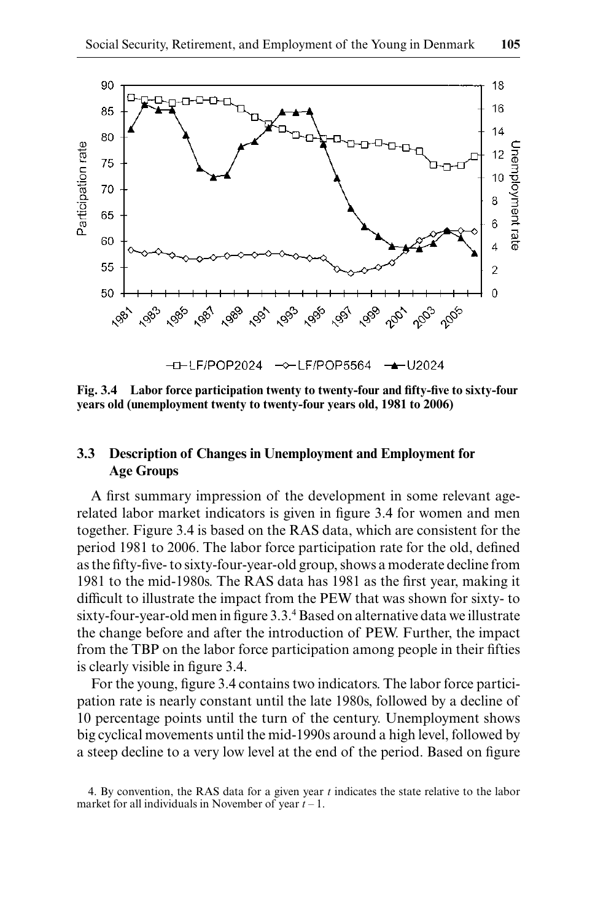90
85
80
75
70
65
60
55
50

Participation rate

18
16
14
12
10
8
6
4
2
0

Unemployment rate

1981 1983 1985 1987 1989 1991 1993 1995 1997 1999 2001 2003 2005

LF/POP2024 LF/POP5564 U2024

**Fig. 3.4 Labor force participation twenty to twenty-four and fifty-five to sixty-four years old (unemployment twenty to twenty-four years old, 1981 to 2006)**

## 3.3 Description of Changes in Unemployment and Employment for Age Groups

A first summary impression of the development in some relevant age-related labor market indicators is given in figure 3.4 for women and men together. Figure 3.4 is based on the RAS data, which are consistent for the period 1981 to 2006. The labor force participation rate for the old, defined as the fifty-five- to sixty-four-year-old group, shows a moderate decline from 1981 to the mid-1980s. The RAS data has 1981 as the first year, making it difficult to illustrate the impact from the PEW that was shown for sixty- to sixty-four-year-old men in figure 3.3.[4] Based on alternative data we illustrate the change before and after the introduction of PEW. Further, the impact from the TBP on the labor force participation among people in their fifties is clearly visible in figure 3.4.

For the young, figure 3.4 contains two indicators. The labor force participation rate is nearly constant until the late 1980s, followed by a decline of 10 percentage points until the turn of the century. Unemployment shows big cyclical movements until the mid-1990s around a high level, followed by a steep decline to a very low level at the end of the period. Based on figure

4. By convention, the RAS data for a given year $t$ indicates the state relative to the labor market for all individuals in November of year $t - 1$.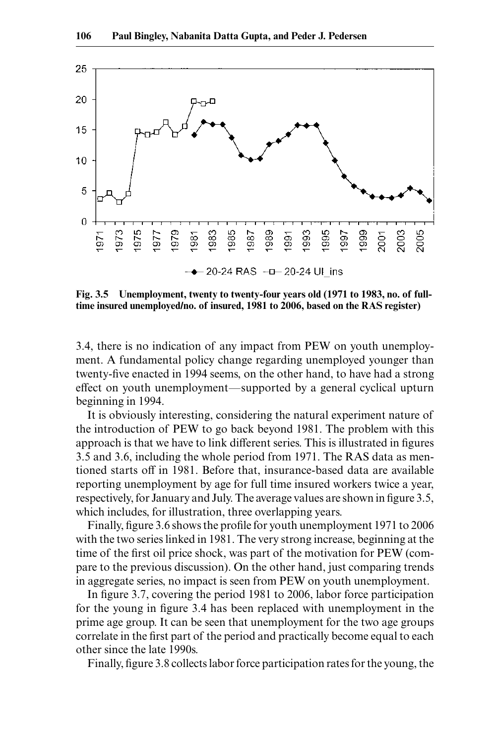25
20
15
10
5
0
1971
1973
1975
1977
1979
1981
1983
1985
1987
1989
1991
1993
1995
1997
1999
2001
2003
2005

20-24 RAS
20-24 UI_ins

**Fig. 3.5 Unemployment, twenty to twenty-four years old (1971 to 1983, no. of full-time insured unemployed/no. of insured, 1981 to 2006, based on the RAS register)**

3.4, there is no indication of any impact from PEW on youth unemployment. A fundamental policy change regarding unemployed younger than twenty-five enacted in 1994 seems, on the other hand, to have had a strong effect on youth unemployment—supported by a general cyclical upturn beginning in 1994.

It is obviously interesting, considering the natural experiment nature of the introduction of PEW to go back beyond 1981. The problem with this approach is that we have to link different series. This is illustrated in figures 3.5 and 3.6, including the whole period from 1971. The RAS data as mentioned starts off in 1981. Before that, insurance-based data are available reporting unemployment by age for full time insured workers twice a year, respectively, for January and July. The average values are shown in figure 3.5, which includes, for illustration, three overlapping years.

Finally, figure 3.6 shows the profile for youth unemployment 1971 to 2006 with the two series linked in 1981. The very strong increase, beginning at the time of the first oil price shock, was part of the motivation for PEW (compare to the previous discussion). On the other hand, just comparing trends in aggregate series, no impact is seen from PEW on youth unemployment.

In figure 3.7, covering the period 1981 to 2006, labor force participation for the young in figure 3.4 has been replaced with unemployment in the prime age group. It can be seen that unemployment for the two age groups correlate in the first part of the period and practically become equal to each other since the late 1990s.

Finally, figure 3.8 collects labor force participation rates for the young, the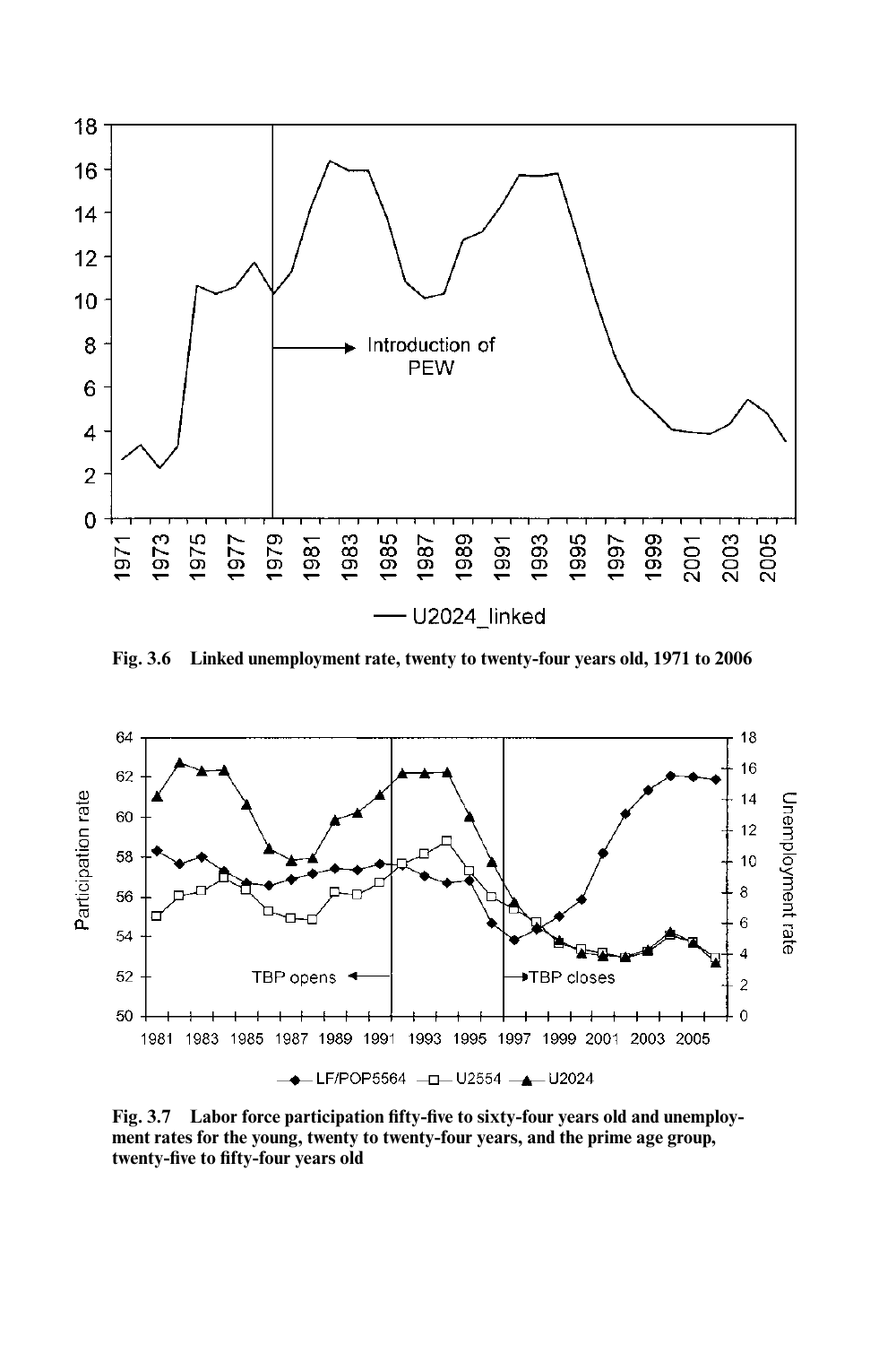18
16
14
12
10
8
6
4
2
0

1971 1973 1975 1977 1979 1981 1983 1985 1987 1989 1991 1993 1995 1997 1999 2001 2003 2005

Introduction of PEW

U2024_linked

**Fig. 3.6 Linked unemployment rate, twenty to twenty-four years old, 1971 to 2006**

Participation rate

64
62
60
58
56
54
52
50

Unemployment rate

18
16
14
12
10
8
6
4
2
0

1981 1983 1985 1987 1989 1991 1993 1995 1997 1999 2001 2003 2005

TBP opens

TBP closes

LF/POP5564 U2554 U2024

**Fig. 3.7 Labor force participation fifty-five to sixty-four years old and unemployment rates for the young, twenty to twenty-four years, and the prime age group, twenty-five to fifty-four years old**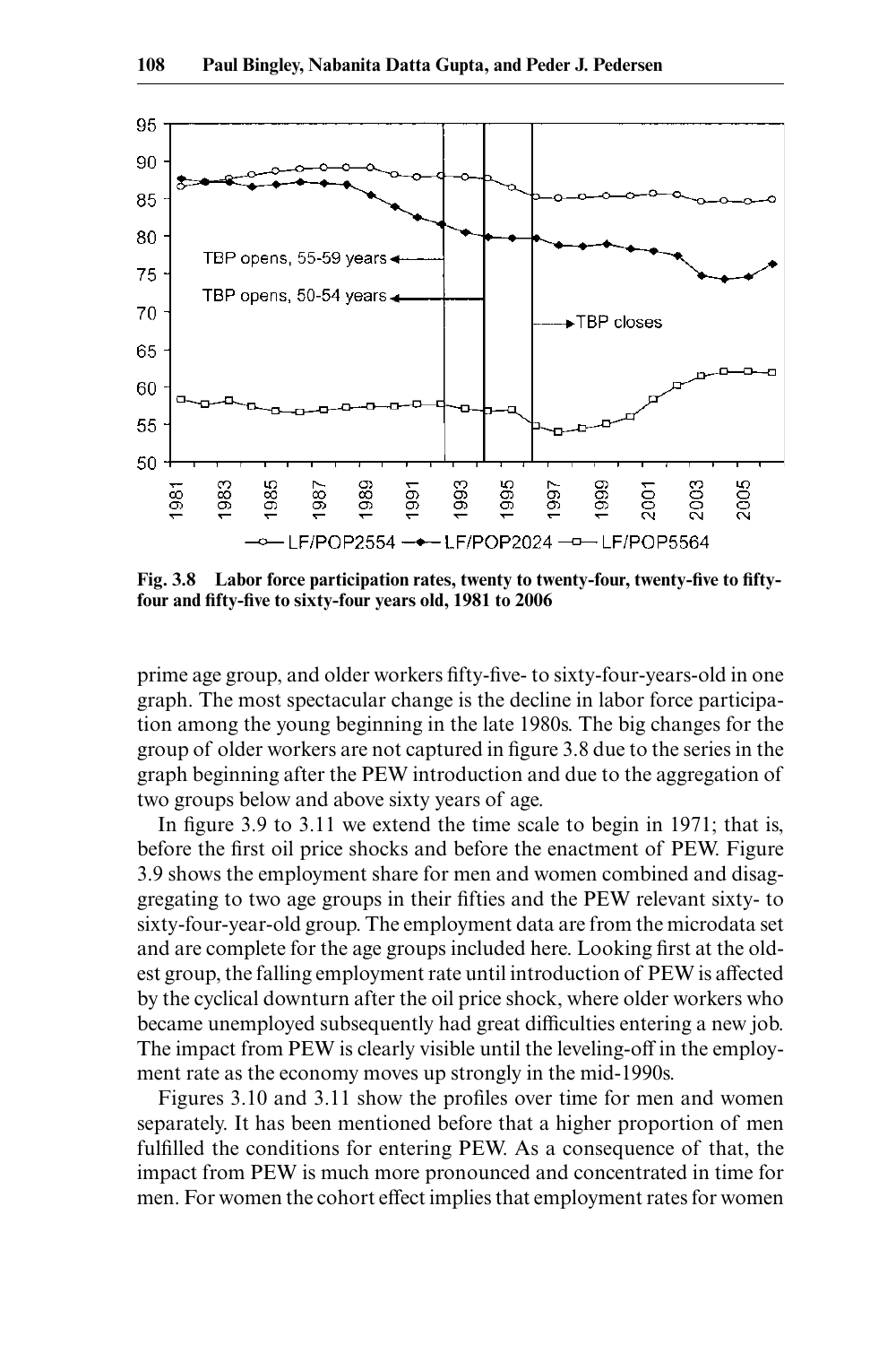95
90
85
80
75
70
65
60
55
50

TBP opens, 55-59 years

TBP opens, 50-54 years

TBP closes

1981
1983
1985
1987
1989
1991
1993
1995
1997
1999
2001
2003
2005

LF/POP2554 LF/POP2024 LF/POP5564

**Fig. 3.8 Labor force participation rates, twenty to twenty-four, twenty-five to fifty-four and fifty-five to sixty-four years old, 1981 to 2006**

prime age group, and older workers fifty-five- to sixty-four-years-old in one graph. The most spectacular change is the decline in labor force participation among the young beginning in the late 1980s. The big changes for the group of older workers are not captured in figure 3.8 due to the series in the graph beginning after the PEW introduction and due to the aggregation of two groups below and above sixty years of age.

In figure 3.9 to 3.11 we extend the time scale to begin in 1971; that is, before the first oil price shocks and before the enactment of PEW. Figure 3.9 shows the employment share for men and women combined and disaggregating to two age groups in their fifties and the PEW relevant sixty- to sixty-four-year-old group. The employment data are from the microdata set and are complete for the age groups included here. Looking first at the oldest group, the falling employment rate until introduction of PEW is affected by the cyclical downturn after the oil price shock, where older workers who became unemployed subsequently had great difficulties entering a new job. The impact from PEW is clearly visible until the leveling-off in the employment rate as the economy moves up strongly in the mid-1990s.

Figures 3.10 and 3.11 show the profiles over time for men and women separately. It has been mentioned before that a higher proportion of men fulfilled the conditions for entering PEW. As a consequence of that, the impact from PEW is much more pronounced and concentrated in time for men. For women the cohort effect implies that employment rates for women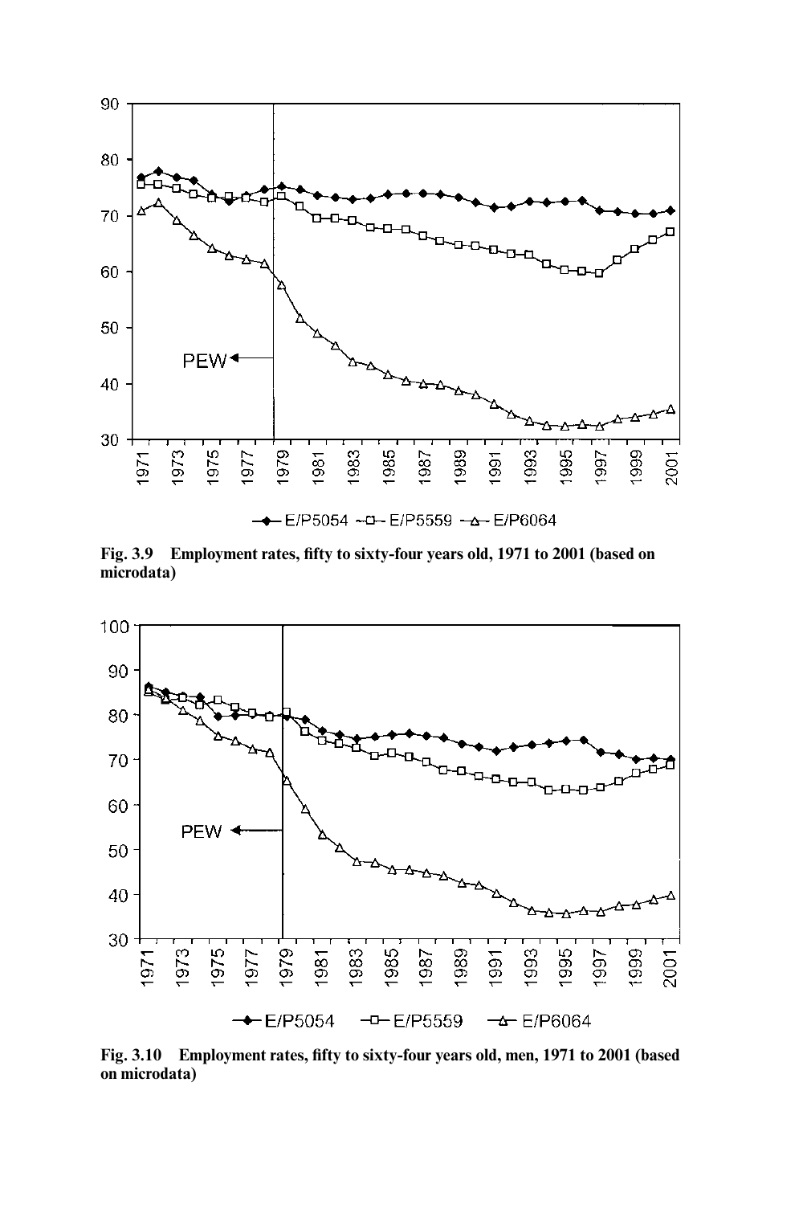90
80
70
60
50
40
30

PEW

1971
1973
1975
1977
1979
1981
1983
1985
1987
1989
1991
1993
1995
1997
1999
2001

E/P5054 E/P5559 E/P6064

**Fig. 3.9 Employment rates, fifty to sixty-four years old, 1971 to 2001 (based on microdata)**

100
90
80
70
60
50
40
30

PEW

1971
1973
1975
1977
1979
1981
1983
1985
1987
1989
1991
1993
1995
1997
1999
2001

E/P5054 E/P5559 E/P6064

**Fig. 3.10 Employment rates, fifty to sixty-four years old, men, 1971 to 2001 (based on microdata)**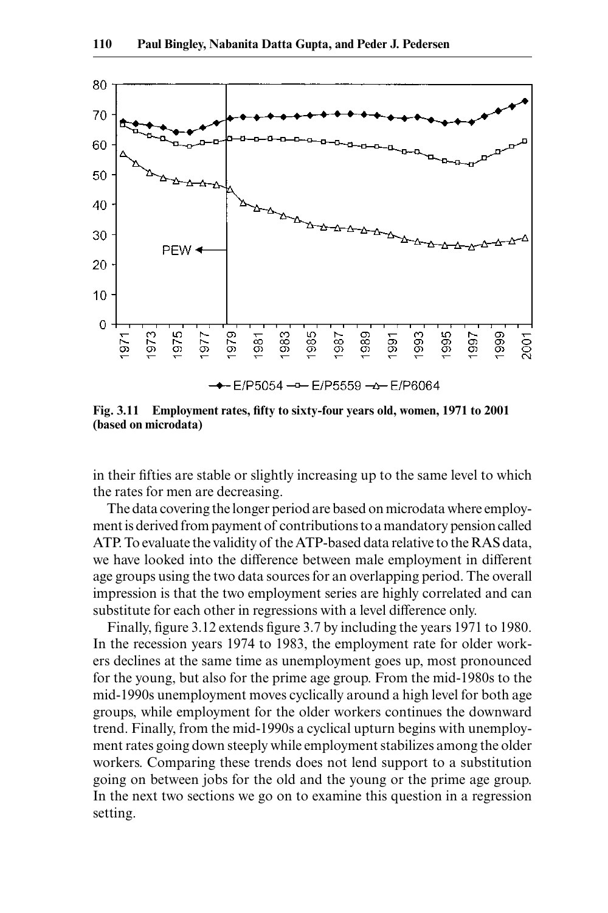80
70
60
50
40
30
20
10
0

PEW

1971 1973 1975 1977 1979 1981 1983 1985 1987 1989 1991 1993 1995 1997 1999 2001

E/P5054 E/P5559 E/P6064

**Fig. 3.11 Employment rates, fifty to sixty-four years old, women, 1971 to 2001 (based on microdata)**

in their fifties are stable or slightly increasing up to the same level to which the rates for men are decreasing.

The data covering the longer period are based on microdata where employment is derived from payment of contributions to a mandatory pension called ATP. To evaluate the validity of the ATP-based data relative to the RAS data, we have looked into the difference between male employment in different age groups using the two data sources for an overlapping period. The overall impression is that the two employment series are highly correlated and can substitute for each other in regressions with a level difference only.

Finally, figure 3.12 extends figure 3.7 by including the years 1971 to 1980. In the recession years 1974 to 1983, the employment rate for older workers declines at the same time as unemployment goes up, most pronounced for the young, but also for the prime age group. From the mid-1980s to the mid-1990s unemployment moves cyclically around a high level for both age groups, while employment for the older workers continues the downward trend. Finally, from the mid-1990s a cyclical upturn begins with unemployment rates going down steeply while employment stabilizes among the older workers. Comparing these trends does not lend support to a substitution going on between jobs for the old and the young or the prime age group. In the next two sections we go on to examine this question in a regression setting.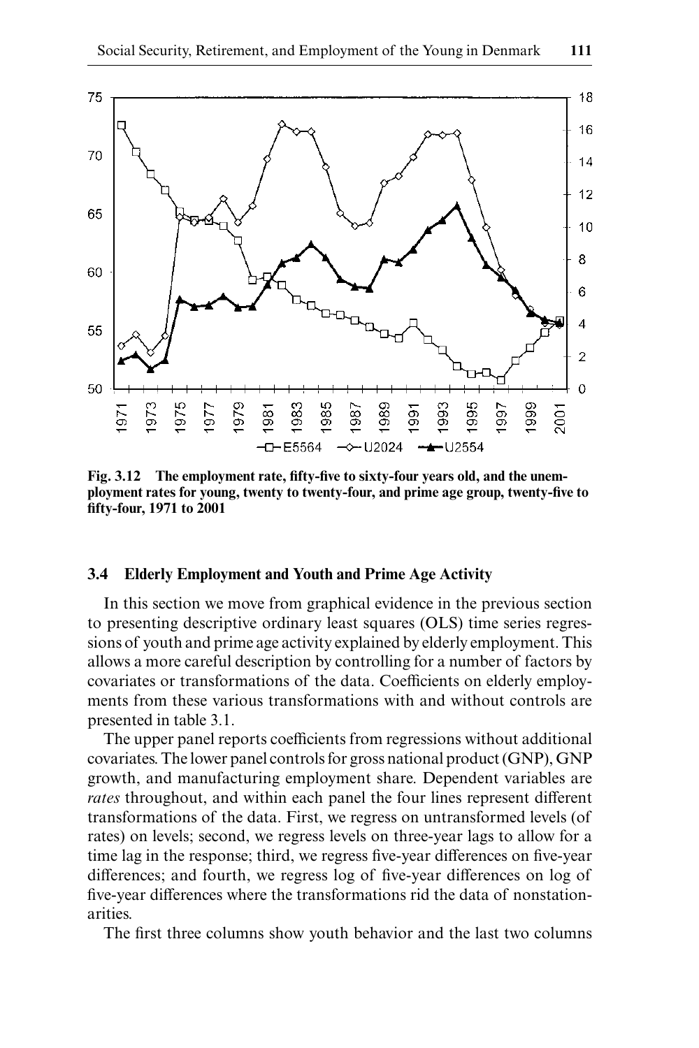75
70
65
60
55
50

18
16
14
12
10
8
6
4
2
0

1971 1973 1975 1977 1979 1981 1983 1985 1987 1989 1991 1993 1995 1997 1999 2001

E5564 U2024 U2554

**Fig. 3.12 The employment rate, fifty-five to sixty-four years old, and the unemployment rates for young, twenty to twenty-four, and prime age group, twenty-five to fifty-four, 1971 to 2001**

## 3.4 Elderly Employment and Youth and Prime Age Activity

In this section we move from graphical evidence in the previous section to presenting descriptive ordinary least squares (OLS) time series regressions of youth and prime age activity explained by elderly employment. This allows a more careful description by controlling for a number of factors by covariates or transformations of the data. Coefficients on elderly employments from these various transformations with and without controls are presented in table 3.1.

The upper panel reports coefficients from regressions without additional covariates. The lower panel controls for gross national product (GNP), GNP growth, and manufacturing employment share. Dependent variables are *rates* throughout, and within each panel the four lines represent different transformations of the data. First, we regress on untransformed levels (of rates) on levels; second, we regress levels on three-year lags to allow for a time lag in the response; third, we regress five-year differences on five-year differences; and fourth, we regress log of five-year differences on log of five-year differences where the transformations rid the data of nonstationarities.

The first three columns show youth behavior and the last two columns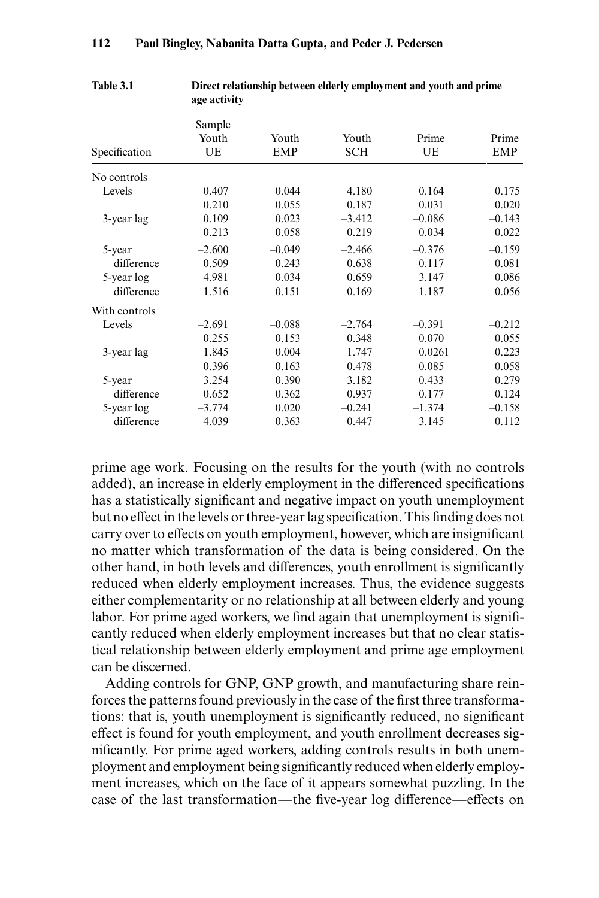Table 3.1 Direct relationship between elderly employment and youth and prime age activity

| Specification | Sample Youth UE | Youth EMP | Youth SCH | Prime UE | Prime EMP |
|---|---|---|---|---|---|
| No controls | | | | | |
| Levels | –0.407 | –0.044 | –4.180 | –0.164 | –0.175 |
| | 0.210 | 0.055 | 0.187 | 0.031 | 0.020 |
| 3-year lag | 0.109 | 0.023 | –3.412 | –0.086 | –0.143 |
| | 0.213 | 0.058 | 0.219 | 0.034 | 0.022 |
| 5-year difference | –2.600 | –0.049 | –2.466 | –0.376 | –0.159 |
| | 0.509 | 0.243 | 0.638 | 0.117 | 0.081 |
| 5-year log difference | –4.981 | 0.034 | –0.659 | –3.147 | –0.086 |
| | 1.516 | 0.151 | 0.169 | 1.187 | 0.056 |
| With controls | | | | | |
| Levels | –2.691 | –0.088 | –2.764 | –0.391 | –0.212 |
| | 0.255 | 0.153 | 0.348 | 0.070 | 0.055 |
| 3-year lag | –1.845 | 0.004 | –1.747 | –0.0261 | –0.223 |
| | 0.396 | 0.163 | 0.478 | 0.085 | 0.058 |
| 5-year difference | –3.254 | –0.390 | –3.182 | –0.433 | –0.279 |
| | 0.652 | 0.362 | 0.937 | 0.177 | 0.124 |
| 5-year log difference | –3.774 | 0.020 | –0.241 | –1.374 | –0.158 |
| | 4.039 | 0.363 | 0.447 | 3.145 | 0.112 |

prime age work. Focusing on the results for the youth (with no controls added), an increase in elderly employment in the differenced specifications has a statistically significant and negative impact on youth unemployment but no effect in the levels or three-year lag specification. This finding does not carry over to effects on youth employment, however, which are insignificant no matter which transformation of the data is being considered. On the other hand, in both levels and differences, youth enrollment is significantly reduced when elderly employment increases. Thus, the evidence suggests either complementarity or no relationship at all between elderly and young labor. For prime aged workers, we find again that unemployment is significantly reduced when elderly employment increases but that no clear statistical relationship between elderly employment and prime age employment can be discerned.

Adding controls for GNP, GNP growth, and manufacturing share reinforces the patterns found previously in the case of the first three transformations: that is, youth unemployment is significantly reduced, no significant effect is found for youth employment, and youth enrollment decreases significantly. For prime aged workers, adding controls results in both unemployment and employment being significantly reduced when elderly employment increases, which on the face of it appears somewhat puzzling. In the case of the last transformation—the five-year log difference—effects on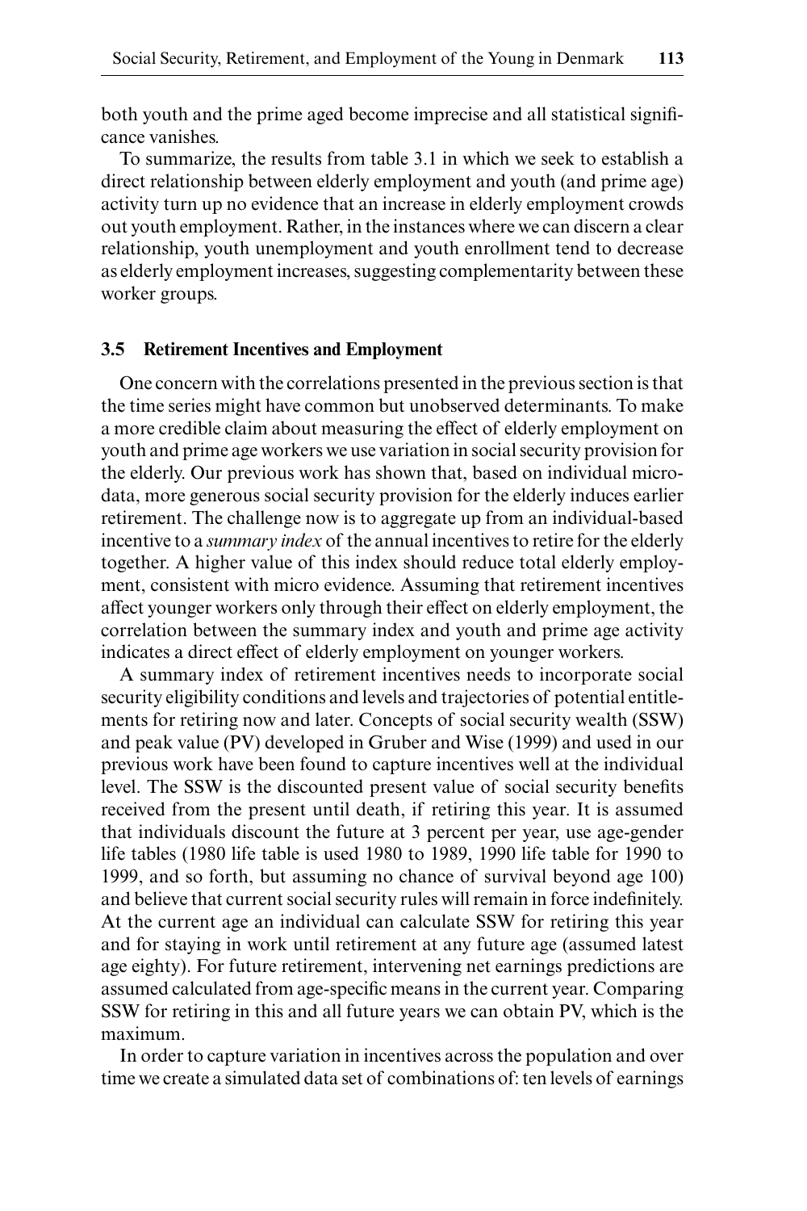both youth and the prime aged become imprecise and all statistical significance vanishes.

To summarize, the results from table 3.1 in which we seek to establish a direct relationship between elderly employment and youth (and prime age) activity turn up no evidence that an increase in elderly employment crowds out youth employment. Rather, in the instances where we can discern a clear relationship, youth unemployment and youth enrollment tend to decrease as elderly employment increases, suggesting complementarity between these worker groups.

### 3.5 Retirement Incentives and Employment

One concern with the correlations presented in the previous section is that the time series might have common but unobserved determinants. To make a more credible claim about measuring the effect of elderly employment on youth and prime age workers we use variation in social security provision for the elderly. Our previous work has shown that, based on individual microdata, more generous social security provision for the elderly induces earlier retirement. The challenge now is to aggregate up from an individual-based incentive to a *summary index* of the annual incentives to retire for the elderly together. A higher value of this index should reduce total elderly employment, consistent with micro evidence. Assuming that retirement incentives affect younger workers only through their effect on elderly employment, the correlation between the summary index and youth and prime age activity indicates a direct effect of elderly employment on younger workers.

A summary index of retirement incentives needs to incorporate social security eligibility conditions and levels and trajectories of potential entitlements for retiring now and later. Concepts of social security wealth (SSW) and peak value (PV) developed in Gruber and Wise (1999) and used in our previous work have been found to capture incentives well at the individual level. The SSW is the discounted present value of social security benefits received from the present until death, if retiring this year. It is assumed that individuals discount the future at 3 percent per year, use age-gender life tables (1980 life table is used 1980 to 1989, 1990 life table for 1990 to 1999, and so forth, but assuming no chance of survival beyond age 100) and believe that current social security rules will remain in force indefinitely. At the current age an individual can calculate SSW for retiring this year and for staying in work until retirement at any future age (assumed latest age eighty). For future retirement, intervening net earnings predictions are assumed calculated from age-specific means in the current year. Comparing SSW for retiring in this and all future years we can obtain PV, which is the maximum.

In order to capture variation in incentives across the population and over time we create a simulated data set of combinations of: ten levels of earnings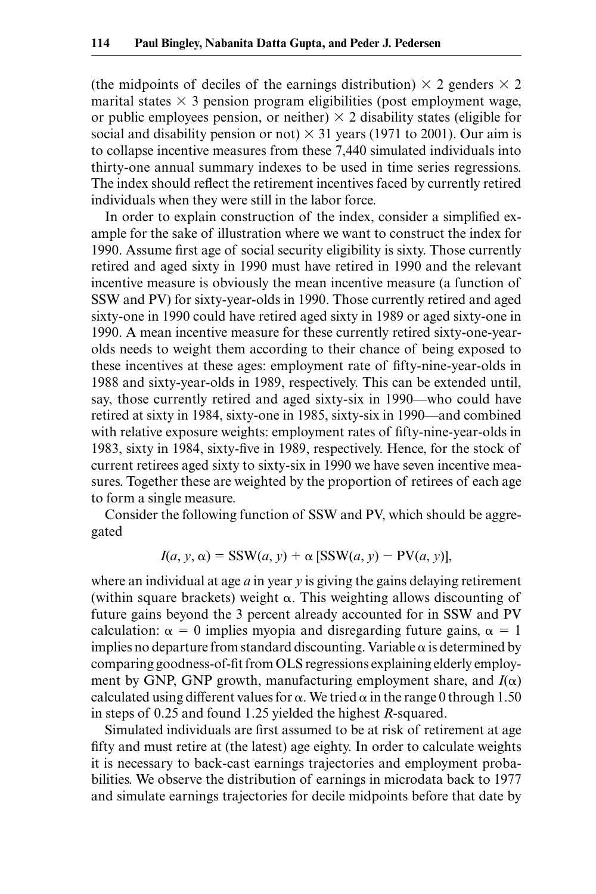(the midpoints of deciles of the earnings distribution) $\times$ 2 genders $\times$ 2 marital states $\times$ 3 pension program eligibilities (post employment wage, or public employees pension, or neither) $\times$ 2 disability states (eligible for social and disability pension or not) $\times$ 31 years (1971 to 2001). Our aim is to collapse incentive measures from these 7,440 simulated individuals into thirty-one annual summary indexes to be used in time series regressions. The index should reflect the retirement incentives faced by currently retired individuals when they were still in the labor force.

In order to explain construction of the index, consider a simplified example for the sake of illustration where we want to construct the index for 1990. Assume first age of social security eligibility is sixty. Those currently retired and aged sixty in 1990 must have retired in 1990 and the relevant incentive measure is obviously the mean incentive measure (a function of SSW and PV) for sixty-year-olds in 1990. Those currently retired and aged sixty-one in 1990 could have retired aged sixty in 1989 or aged sixty-one in 1990. A mean incentive measure for these currently retired sixty-one-year-olds needs to weight them according to their chance of being exposed to these incentives at these ages: employment rate of fifty-nine-year-olds in 1988 and sixty-year-olds in 1989, respectively. This can be extended until, say, those currently retired and aged sixty-six in 1990—who could have retired at sixty in 1984, sixty-one in 1985, sixty-six in 1990—and combined with relative exposure weights: employment rates of fifty-nine-year-olds in 1983, sixty in 1984, sixty-five in 1989, respectively. Hence, for the stock of current retirees aged sixty to sixty-six in 1990 we have seven incentive measures. Together these are weighted by the proportion of retirees of each age to form a single measure.

Consider the following function of SSW and PV, which should be aggregated

$$I(a, y, \alpha) = \text{SSW}(a, y) + \alpha\,[\text{SSW}(a, y) - \text{PV}(a, y)],$$

where an individual at age $a$ in year $y$ is giving the gains delaying retirement (within square brackets) weight $\alpha$. This weighting allows discounting of future gains beyond the 3 percent already accounted for in SSW and PV calculation: $\alpha = 0$ implies myopia and disregarding future gains, $\alpha = 1$ implies no departure from standard discounting. Variable $\alpha$ is determined by comparing goodness-of-fit from OLS regressions explaining elderly employment by GNP, GNP growth, manufacturing employment share, and $I(\alpha)$ calculated using different values for $\alpha$. We tried $\alpha$ in the range 0 through 1.50 in steps of 0.25 and found 1.25 yielded the highest $R$-squared.

Simulated individuals are first assumed to be at risk of retirement at age fifty and must retire at (the latest) age eighty. In order to calculate weights it is necessary to back-cast earnings trajectories and employment probabilities. We observe the distribution of earnings in microdata back to 1977 and simulate earnings trajectories for decile midpoints before that date by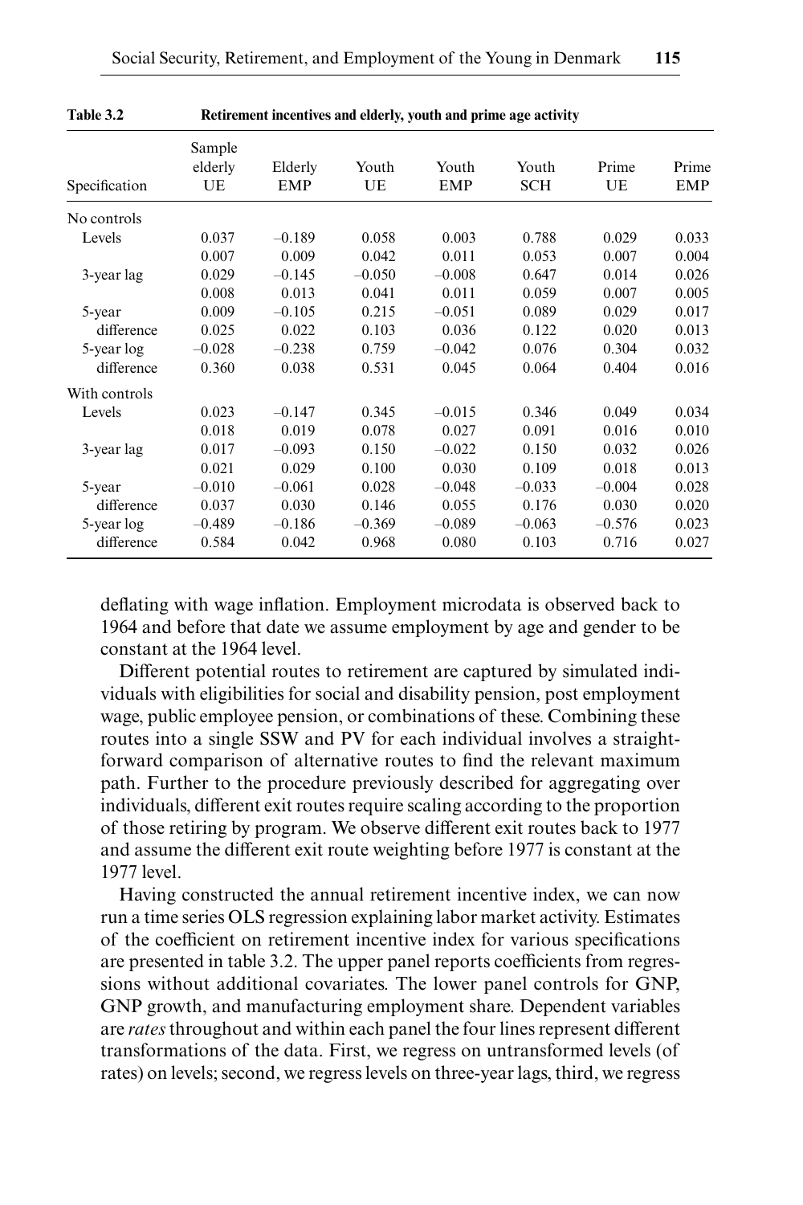**Table 3.2 Retirement incentives and elderly, youth and prime age activity**

| Specification | Sample elderly UE | Elderly EMP | Youth UE | Youth EMP | Youth SCH | Prime UE | Prime EMP |
|---|---|---|---|---|---|---|---|
| No controls | | | | | | | |
| Levels | 0.037 | –0.189 | 0.058 | 0.003 | 0.788 | 0.029 | 0.033 |
| | 0.007 | 0.009 | 0.042 | 0.011 | 0.053 | 0.007 | 0.004 |
| 3-year lag | 0.029 | –0.145 | –0.050 | –0.008 | 0.647 | 0.014 | 0.026 |
| | 0.008 | 0.013 | 0.041 | 0.011 | 0.059 | 0.007 | 0.005 |
| 5-year difference | 0.009 | –0.105 | 0.215 | –0.051 | 0.089 | 0.029 | 0.017 |
| | 0.025 | 0.022 | 0.103 | 0.036 | 0.122 | 0.020 | 0.013 |
| 5-year log difference | –0.028 | –0.238 | 0.759 | –0.042 | 0.076 | 0.304 | 0.032 |
| | 0.360 | 0.038 | 0.531 | 0.045 | 0.064 | 0.404 | 0.016 |
| With controls | | | | | | | |
| Levels | 0.023 | –0.147 | 0.345 | –0.015 | 0.346 | 0.049 | 0.034 |
| | 0.018 | 0.019 | 0.078 | 0.027 | 0.091 | 0.016 | 0.010 |
| 3-year lag | 0.017 | –0.093 | 0.150 | –0.022 | 0.150 | 0.032 | 0.026 |
| | 0.021 | 0.029 | 0.100 | 0.030 | 0.109 | 0.018 | 0.013 |
| 5-year difference | –0.010 | –0.061 | 0.028 | –0.048 | –0.033 | –0.004 | 0.028 |
| | 0.037 | 0.030 | 0.146 | 0.055 | 0.176 | 0.030 | 0.020 |
| 5-year log difference | –0.489 | –0.186 | –0.369 | –0.089 | –0.063 | –0.576 | 0.023 |
| | 0.584 | 0.042 | 0.968 | 0.080 | 0.103 | 0.716 | 0.027 |

deflating with wage inflation. Employment microdata is observed back to 1964 and before that date we assume employment by age and gender to be constant at the 1964 level.

Different potential routes to retirement are captured by simulated individuals with eligibilities for social and disability pension, post employment wage, public employee pension, or combinations of these. Combining these routes into a single SSW and PV for each individual involves a straightforward comparison of alternative routes to find the relevant maximum path. Further to the procedure previously described for aggregating over individuals, different exit routes require scaling according to the proportion of those retiring by program. We observe different exit routes back to 1977 and assume the different exit route weighting before 1977 is constant at the 1977 level.

Having constructed the annual retirement incentive index, we can now run a time series OLS regression explaining labor market activity. Estimates of the coefficient on retirement incentive index for various specifications are presented in table 3.2. The upper panel reports coefficients from regressions without additional covariates. The lower panel controls for GNP, GNP growth, and manufacturing employment share. Dependent variables are *rates* throughout and within each panel the four lines represent different transformations of the data. First, we regress on untransformed levels (of rates) on levels; second, we regress levels on three-year lags, third, we regress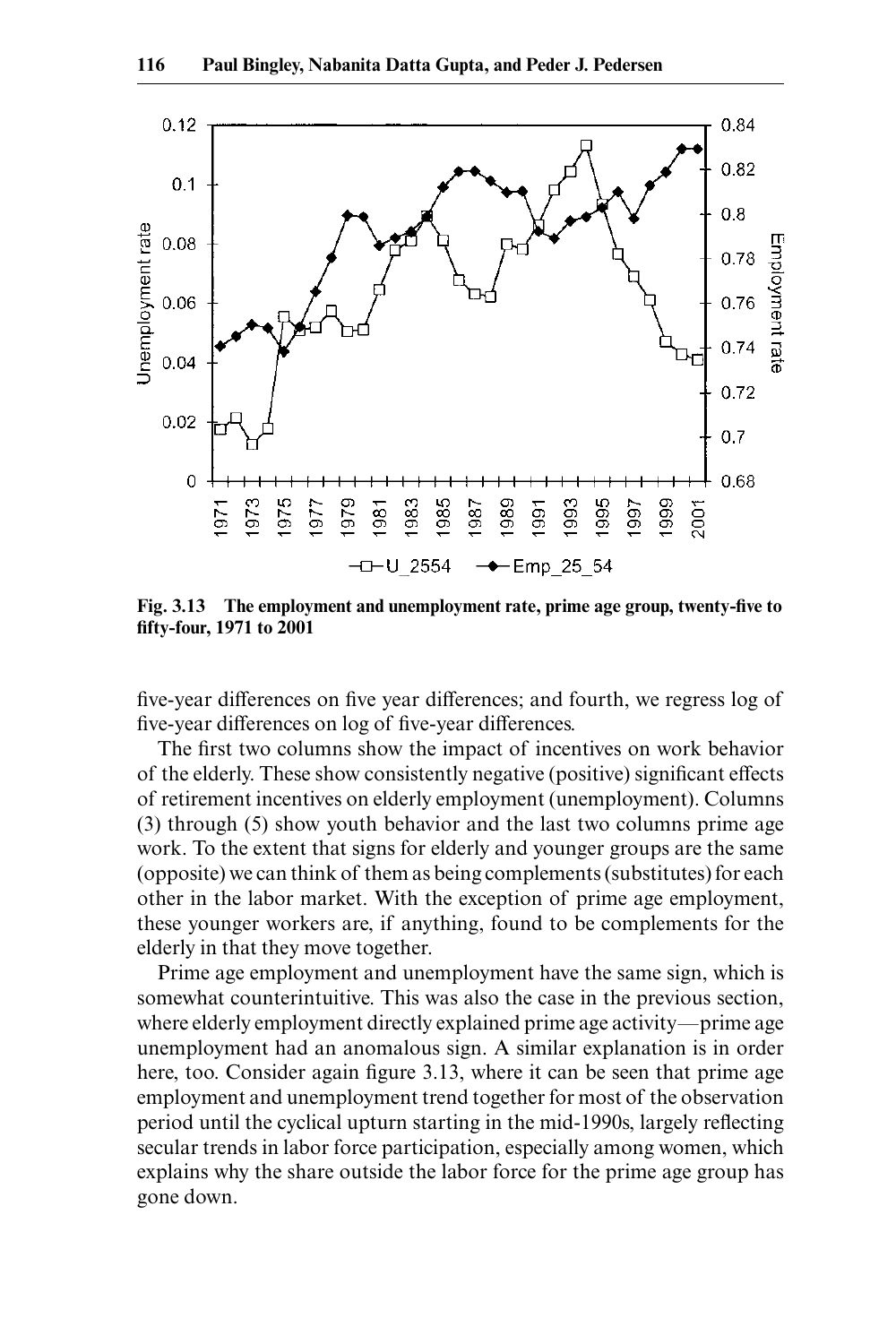0.12
0.1
0.08
0.06
0.04
0.02
0

Unemployment rate

0.84
0.82
0.8
0.78
0.76
0.74
0.72
0.7
0.68

Employment rate

1971 1973 1975 1977 1979 1981 1983 1985 1987 1989 1991 1993 1995 1997 1999 2001

U_2554 Emp_25_54

**Fig. 3.13 The employment and unemployment rate, prime age group, twenty-five to fifty-four, 1971 to 2001**

five-year differences on five year differences; and fourth, we regress log of five-year differences on log of five-year differences.

The first two columns show the impact of incentives on work behavior of the elderly. These show consistently negative (positive) significant effects of retirement incentives on elderly employment (unemployment). Columns (3) through (5) show youth behavior and the last two columns prime age work. To the extent that signs for elderly and younger groups are the same (opposite) we can think of them as being complements (substitutes) for each other in the labor market. With the exception of prime age employment, these younger workers are, if anything, found to be complements for the elderly in that they move together.

Prime age employment and unemployment have the same sign, which is somewhat counterintuitive. This was also the case in the previous section, where elderly employment directly explained prime age activity—prime age unemployment had an anomalous sign. A similar explanation is in order here, too. Consider again figure 3.13, where it can be seen that prime age employment and unemployment trend together for most of the observation period until the cyclical upturn starting in the mid-1990s, largely reflecting secular trends in labor force participation, especially among women, which explains why the share outside the labor force for the prime age group has gone down.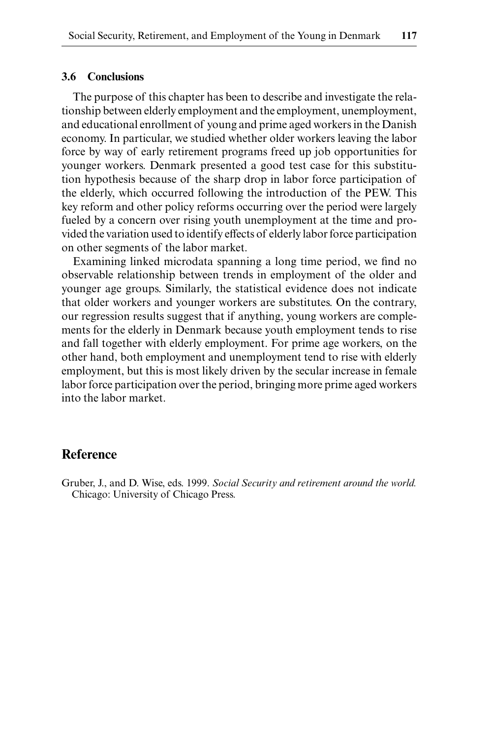### 3.6 Conclusions

The purpose of this chapter has been to describe and investigate the relationship between elderly employment and the employment, unemployment, and educational enrollment of young and prime aged workers in the Danish economy. In particular, we studied whether older workers leaving the labor force by way of early retirement programs freed up job opportunities for younger workers. Denmark presented a good test case for this substitution hypothesis because of the sharp drop in labor force participation of the elderly, which occurred following the introduction of the PEW. This key reform and other policy reforms occurring over the period were largely fueled by a concern over rising youth unemployment at the time and provided the variation used to identify effects of elderly labor force participation on other segments of the labor market.

Examining linked microdata spanning a long time period, we find no observable relationship between trends in employment of the older and younger age groups. Similarly, the statistical evidence does not indicate that older workers and younger workers are substitutes. On the contrary, our regression results suggest that if anything, young workers are complements for the elderly in Denmark because youth employment tends to rise and fall together with elderly employment. For prime age workers, on the other hand, both employment and unemployment tend to rise with elderly employment, but this is most likely driven by the secular increase in female labor force participation over the period, bringing more prime aged workers into the labor market.

## Reference

Gruber, J., and D. Wise, eds. 1999. *Social Security and retirement around the world.* Chicago: University of Chicago Press.